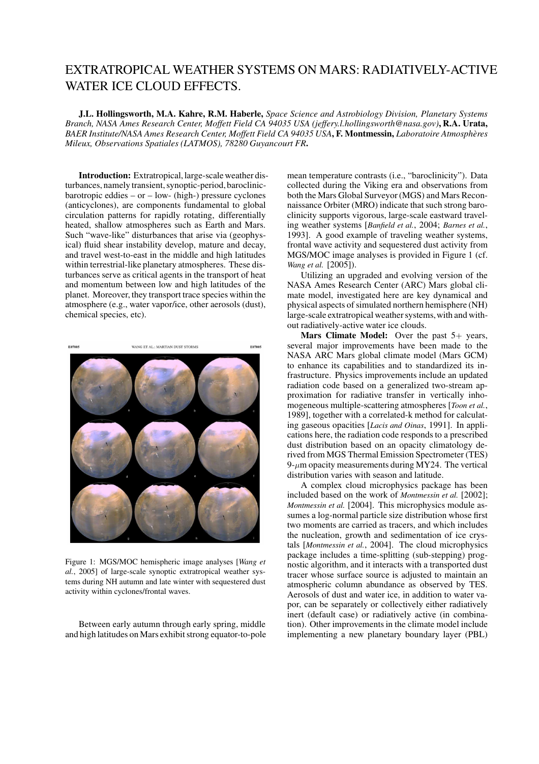# EXTRATROPICAL WEATHER SYSTEMS ON MARS: RADIATIVELY-ACTIVE WATER ICE CLOUD EFFECTS.

**J.L. Hollingsworth, M.A. Kahre, R.M. Haberle,** *Space Science and Astrobiology Division, Planetary Systems Branch, NASA Ames Research Center, Moffett Field CA 94035 USA (jeffery.l.hollingsworth@nasa.gov)*, **R.A. Urata,** *BAER Institute/NASA Ames Research Center, Moffett Field CA 94035 USA*, **F. Montmessin,** *Laboratoire Atmosphères Mileux, Observations Spatiales (LATMOS), 78280 Guyancourt FR*.

**Introduction:** Extratropical, large-scale weather disturbances, namely transient, synoptic-period, baroclinic-barotropic eddies – or – low- (high-) pressure cyclones (anticyclones), are components fundamental to global circulation patterns for rapidly rotating, differentially heated, shallow atmospheres such as Earth and Mars. Such "wave-like" disturbances that arise via (geophysical) fluid shear instability develop, mature and decay, and travel west-to-east in the middle and high latitudes within terrestrial-like planetary atmospheres. These disturbances serve as critical agents in the transport of heat and momentum between low and high latitudes of the planet. Moreover, they transport trace species within the atmosphere (e.g., water vapor/ice, other aerosols (dust), chemical species, etc).

Figure 1: MGS/MOC hemispheric image analyses [*Wang et al.*, 2005] of large-scale synoptic extratropical weather systems during NH autumn and late winter with sequestered dust activity within cyclones/frontal waves.

Between early autumn through early spring, middle and high latitudes on Mars exhibit strong equator-to-pole mean temperature contrasts (i.e., "baroclinicity"). Data collected during the Viking era and observations from both the Mars Global Surveyor (MGS) and Mars Reconnaissance Orbiter (MRO) indicate that such strong baroclinicity supports vigorous, large-scale eastward traveling weather systems [*Banfield et al.*, 2004; *Barnes et al.*, 1993]. A good example of traveling weather systems, frontal wave activity and sequestered dust activity from MGS/MOC image analyses is provided in Figure 1 (cf. *Wang et al.* [2005]).

Utilizing an upgraded and evolving version of the NASA Ames Research Center (ARC) Mars global climate model, investigated here are key dynamical and physical aspects of simulated northern hemisphere (NH) large-scale extratropical weather systems, with and without radiatively-active water ice clouds.

**Mars Climate Model:** Over the past 5+ years, several major improvements have been made to the NASA ARC Mars global climate model (Mars GCM) to enhance its capabilities and to standardized its infrastructure. Physics improvements include an updated radiation code based on a generalized two-stream approximation for radiative transfer in vertically inhomogeneous multiple-scattering atmospheres [*Toon et al.*, 1989], together with a correlated-k method for calculating gaseous opacities [*Lacis and Oinas*, 1991]. In applications here, the radiation code responds to a prescribed dust distribution based on an opacity climatology derived from MGS Thermal Emission Spectrometer (TES) 9-$\mu$m opacity measurements during MY24. The vertical distribution varies with season and latitude.

A complex cloud microphysics package has been included based on the work of *Montmessin et al.* [2002]; *Montmessin et al.* [2004]. This microphysics module assumes a log-normal particle size distribution whose first two moments are carried as tracers, and which includes the nucleation, growth and sedimentation of ice crystals [*Montmessin et al.*, 2004]. The cloud microphysics package includes a time-splitting (sub-stepping) prognostic algorithm, and it interacts with a transported dust tracer whose surface source is adjusted to maintain an atmospheric column abundance as observed by TES. Aerosols of dust and water ice, in addition to water vapor, can be separately or collectively either radiatively inert (default case) or radiatively active (in combination). Other improvements in the climate model include implementing a new planetary boundary layer (PBL)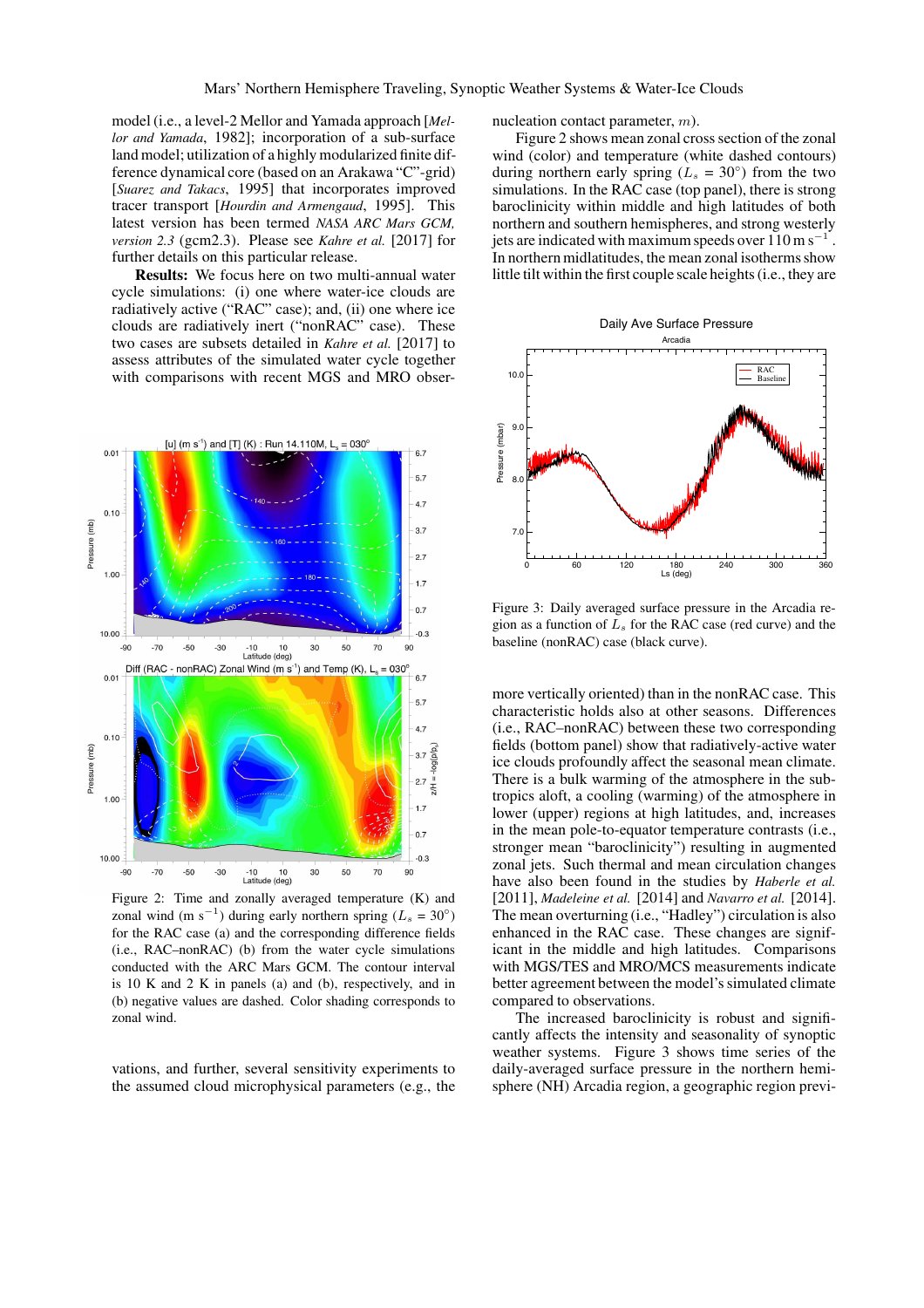model (i.e., a level-2 Mellor and Yamada approach [*Mellor and Yamada*, 1982]; incorporation of a sub-surface land model; utilization of a highly modularized finite difference dynamical core (based on an Arakawa "C"-grid) [*Suarez and Takacs*, 1995] that incorporates improved tracer transport [*Hourdin and Armengaud*, 1995]. This latest version has been termed *NASA ARC Mars GCM, version 2.3* (gcm2.3). Please see *Kahre et al.* [2017] for further details on this particular release.

**Results:** We focus here on two multi-annual water cycle simulations: (i) one where water-ice clouds are radiatively active ("RAC" case); and, (ii) one where ice clouds are radiatively inert ("nonRAC" case). These two cases are subsets detailed in *Kahre et al.* [2017] to assess attributes of the simulated water cycle together with comparisons with recent MGS and MRO observations, and further, several sensitivity experiments to the assumed cloud microphysical parameters (e.g., the nucleation contact parameter, $m$).

Figure 2: Time and zonally averaged temperature (K) and zonal wind (m $s^{-1}$) during early northern spring ($L_s$ = 30°) for the RAC case (a) and the corresponding difference fields (i.e., RAC–nonRAC) (b) from the water cycle simulations conducted with the ARC Mars GCM. The contour interval is 10 K and 2 K in panels (a) and (b), respectively, and in (b) negative values are dashed. Color shading corresponds to zonal wind.

Figure 2 shows mean zonal cross section of the zonal wind (color) and temperature (white dashed contours) during northern early spring ($L_s$ = 30°) from the two simulations. In the RAC case (top panel), there is strong baroclinicity within middle and high latitudes of both northern and southern hemispheres, and strong westerly jets are indicated with maximum speeds over 110 m $s^{-1}$. In northern midlatitudes, the mean zonal isotherms show little tilt within the first couple scale heights (i.e., they are more vertically oriented) than in the nonRAC case. This characteristic holds also at other seasons. Differences (i.e., RAC–nonRAC) between these two corresponding fields (bottom panel) show that radiatively-active water ice clouds profoundly affect the seasonal mean climate. There is a bulk warming of the atmosphere in the subtropics aloft, a cooling (warming) of the atmosphere in lower (upper) regions at high latitudes, and, increases in the mean pole-to-equator temperature contrasts (i.e., stronger mean "baroclinicity") resulting in augmented zonal jets. Such thermal and mean circulation changes have also been found in the studies by *Haberle et al.* [2011], *Madeleine et al.* [2014] and *Navarro et al.* [2014]. The mean overturning (i.e., "Hadley") circulation is also enhanced in the RAC case. These changes are significant in the middle and high latitudes. Comparisons with MGS/TES and MRO/MCS measurements indicate better agreement between the model's simulated climate compared to observations.

Figure 3: Daily averaged surface pressure in the Arcadia region as a function of $L_s$ for the RAC case (red curve) and the baseline (nonRAC) case (black curve).

The increased baroclinicity is robust and significantly affects the intensity and seasonality of synoptic weather systems. Figure 3 shows time series of the daily-averaged surface pressure in the northern hemisphere (NH) Arcadia region, a geographic region previ-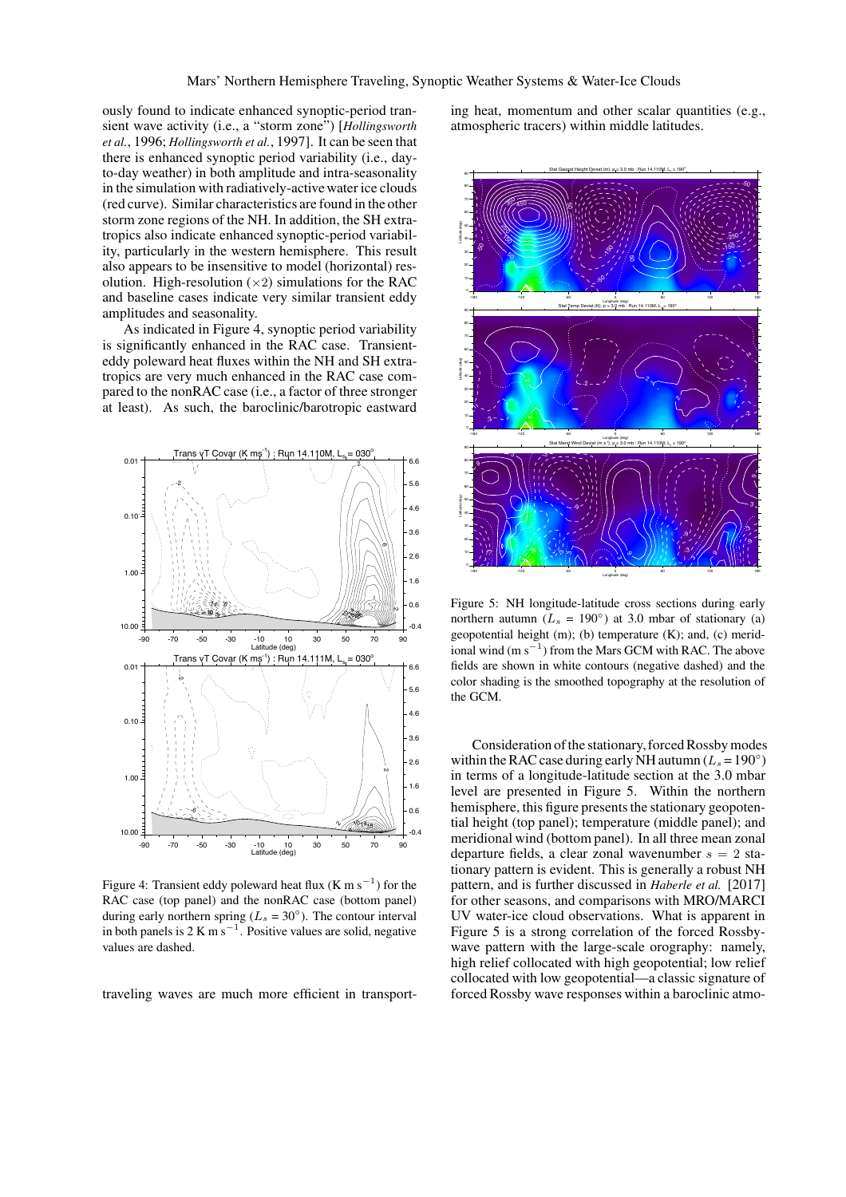ously found to indicate enhanced synoptic-period transient wave activity (i.e., a "storm zone") [*Hollingsworth et al.*, 1996; *Hollingsworth et al.*, 1997]. It can be seen that there is enhanced synoptic period variability (i.e., day-to-day weather) in both amplitude and intra-seasonality in the simulation with radiatively-active water ice clouds (red curve). Similar characteristics are found in the other storm zone regions of the NH. In addition, the SH extratropics also indicate enhanced synoptic-period variability, particularly in the western hemisphere. This result also appears to be insensitive to model (horizontal) resolution. High-resolution ($\times 2$) simulations for the RAC and baseline cases indicate very similar transient eddy amplitudes and seasonality.

As indicated in Figure 4, synoptic period variability is significantly enhanced in the RAC case. Transient-eddy poleward heat fluxes within the NH and SH extratropics are very much enhanced in the RAC case compared to the nonRAC case (i.e., a factor of three stronger at least). As such, the baroclinic/barotropic eastward traveling waves are much more efficient in transporting heat, momentum and other scalar quantities (e.g., atmospheric tracers) within middle latitudes.

Figure 4: Transient eddy poleward heat flux (K m s$^{-1}$) for the RAC case (top panel) and the nonRAC case (bottom panel) during early northern spring ($L_s$ = 30°). The contour interval in both panels is 2 K m s$^{-1}$. Positive values are solid, negative values are dashed.

Figure 5: NH longitude-latitude cross sections during early northern autumn ($L_s$ = 190°) at 3.0 mbar of stationary (a) geopotential height (m); (b) temperature (K); and, (c) meridional wind (m s$^{-1}$) from the Mars GCM with RAC. The above fields are shown in white contours (negative dashed) and the color shading is the smoothed topography at the resolution of the GCM.

Consideration of the stationary, forced Rossby modes within the RAC case during early NH autumn ($L_s$ = 190°) in terms of a longitude-latitude section at the 3.0 mbar level are presented in Figure 5. Within the northern hemisphere, this figure presents the stationary geopotential height (top panel); temperature (middle panel); and meridional wind (bottom panel). In all three mean zonal departure fields, a clear zonal wavenumber $s = 2$ stationary pattern is evident. This is generally a robust NH pattern, and is further discussed in *Haberle et al.* [2017] for other seasons, and comparisons with MRO/MARCI UV water-ice cloud observations. What is apparent in Figure 5 is a strong correlation of the forced Rossby-wave pattern with the large-scale orography: namely, high relief collocated with high geopotential; low relief collocated with low geopotential—a classic signature of forced Rossby wave responses within a baroclinic atmo-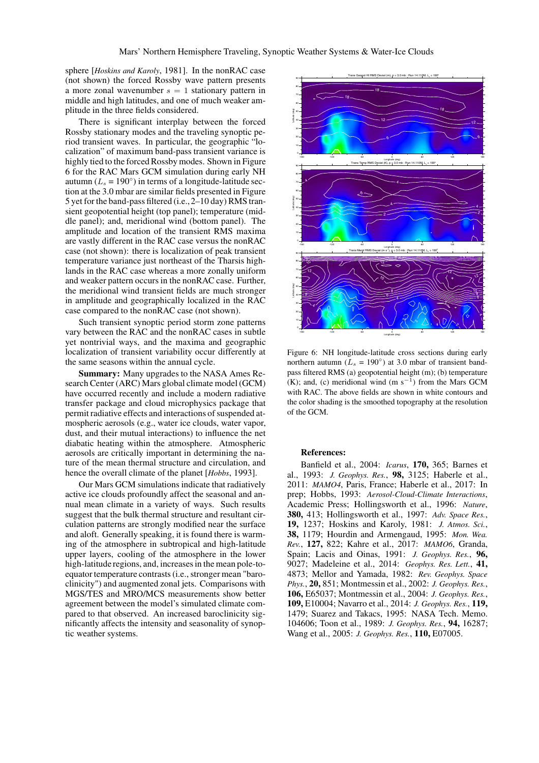sphere [*Hoskins and Karoly*, 1981]. In the nonRAC case (not shown) the forced Rossby wave pattern presents a more zonal wavenumber $s = 1$ stationary pattern in middle and high latitudes, and one of much weaker amplitude in the three fields considered.

There is significant interplay between the forced Rossby stationary modes and the traveling synoptic period transient waves. In particular, the geographic "localization" of maximum band-pass transient variance is highly tied to the forced Rossby modes. Shown in Figure 6 for the RAC Mars GCM simulation during early NH autumn ($L_s$ = 190°) in terms of a longitude-latitude section at the 3.0 mbar are similar fields presented in Figure 5 yet for the band-pass filtered (i.e., 2–10 day) RMS transient geopotential height (top panel); temperature (middle panel); and, meridional wind (bottom panel). The amplitude and location of the transient RMS maxima are vastly different in the RAC case versus the nonRAC case (not shown): there is localization of peak transient temperature variance just northeast of the Tharsis highlands in the RAC case whereas a more zonally uniform and weaker pattern occurs in the nonRAC case. Further, the meridional wind transient fields are much stronger in amplitude and geographically localized in the RAC case compared to the nonRAC case (not shown).

Such transient synoptic period storm zone patterns vary between the RAC and the nonRAC cases in subtle yet nontrivial ways, and the maxima and geographic localization of transient variability occur differently at the same seasons within the annual cycle.

**Summary:** Many upgrades to the NASA Ames Research Center (ARC) Mars global climate model (GCM) have occurred recently and include a modern radiative transfer package and cloud microphysics package that permit radiative effects and interactions of suspended atmospheric aerosols (e.g., water ice clouds, water vapor, dust, and their mutual interactions) to influence the net diabatic heating within the atmosphere. Atmospheric aerosols are critically important in determining the nature of the mean thermal structure and circulation, and hence the overall climate of the planet [*Hobbs*, 1993].

Our Mars GCM simulations indicate that radiatively active ice clouds profoundly affect the seasonal and annual mean climate in a variety of ways. Such results suggest that the bulk thermal structure and resultant circulation patterns are strongly modified near the surface and aloft. Generally speaking, it is found there is warming of the atmosphere in subtropical and high-latitude upper layers, cooling of the atmosphere in the lower high-latitude regions, and, increases in the mean pole-to-equator temperature contrasts (i.e., stronger mean "baroclinicity") and augmented zonal jets. Comparisons with MGS/TES and MRO/MCS measurements show better agreement between the model's simulated climate compared to that observed. An increased baroclinicity significantly affects the intensity and seasonality of synoptic weather systems.

Trans Geopot Ht RMS Deviat (m), p = 3.0 mb : Run 14.110M, $L_s$ = 190°

Trans Temp RMS Deviat (K), p = 3.0 mb : Run 14.110M, $L_s$ = 190°

Trans Merid RMS Deviat (m s$^{-1}$), p = 3.0 mb : Run 14.110M, $L_s$ = 190°

Figure 6: NH longitude-latitude cross sections during early northern autumn ($L_s$ = 190°) at 3.0 mbar of transient band-pass filtered RMS (a) geopotential height (m); (b) temperature (K); and, (c) meridional wind (m s$^{-1}$) from the Mars GCM with RAC. The above fields are shown in white contours and the color shading is the smoothed topography at the resolution of the GCM.

## References:

Banfield et al., 2004: *Icarus*, **170,** 365; Barnes et al., 1993: *J. Geophys. Res.*, **98,** 3125; Haberle et al., 2011: *MAMO4*, Paris, France; Haberle et al., 2017: In prep; Hobbs, 1993: *Aerosol-Cloud-Climate Interactions*, Academic Press; Hollingsworth et al., 1996: *Nature*, **380,** 413; Hollingsworth et al., 1997: *Adv. Space Res.*, **19,** 1237; Hoskins and Karoly, 1981: *J. Atmos. Sci.*, **38,** 1179; Hourdin and Armengaud, 1995: *Mon. Wea. Rev.*, **127,** 822; Kahre et al., 2017: *MAMO6*, Granda, Spain; Lacis and Oinas, 1991: *J. Geophys. Res.*, **96,** 9027; Madeleine et al., 2014: *Geophys. Res. Lett.*, **41,** 4873; Mellor and Yamada, 1982: *Rev. Geophys. Space Phys.*, **20,** 851; Montmessin et al., 2002: *J. Geophys. Res.*, **106,** E65037; Montmessin et al., 2004: *J. Geophys. Res.*, **109,** E10004; Navarro et al., 2014: *J. Geophys. Res.*, **119,** 1479; Suarez and Takacs, 1995: NASA Tech. Memo. 104606; Toon et al., 1989: *J. Geophys. Res.*, **94,** 16287; Wang et al., 2005: *J. Geophys. Res.*, **110,** E07005.